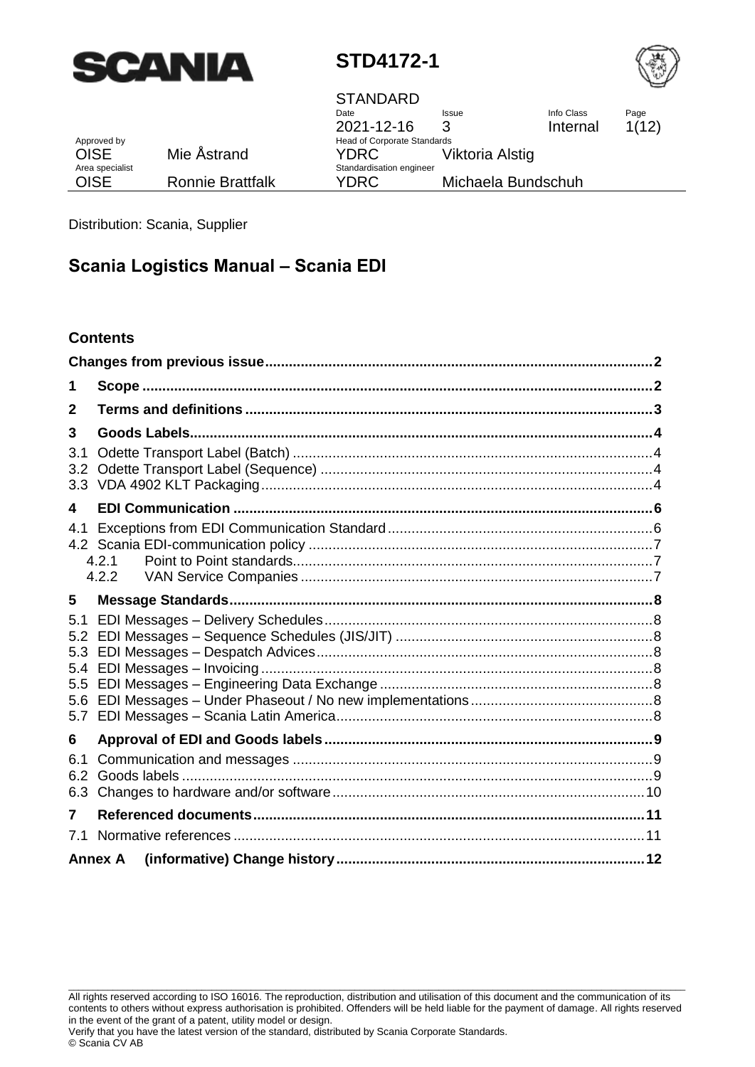**SCANIA**

# STD4172-1

STANDARD

| Date | Issue | Info Class | Page |
|---|---|---|---|
| 2021-12-16 | 3 | Internal | 1(12) |

| Approved by | | Head of Corporate Standards | |
|---|---|---|---|
| OISE | Mie Åstrand | YDRC | Viktoria Alstig |
| **Area specialist** | | **Standardisation engineer** | |
| OISE | Ronnie Brattfalk | YDRC | Michaela Bundschuh |

Distribution: Scania, Supplier

## Scania Logistics Manual – Scania EDI

### Contents

**Changes from previous issue** .......... 2

**1 Scope** .......... 2

**2 Terms and definitions** .......... 3

**3 Goods Labels** .......... 4

3.1 Odette Transport Label (Batch) .......... 4
3.2 Odette Transport Label (Sequence) .......... 4
3.3 VDA 4902 KLT Packaging .......... 4

**4 EDI Communication** .......... 6

4.1 Exceptions from EDI Communication Standard .......... 6
4.2 Scania EDI-communication policy .......... 7
  4.2.1 Point to Point standards .......... 7
  4.2.2 VAN Service Companies .......... 7

**5 Message Standards** .......... 8

5.1 EDI Messages – Delivery Schedules .......... 8
5.2 EDI Messages – Sequence Schedules (JIS/JIT) .......... 8
5.3 EDI Messages – Despatch Advices .......... 8
5.4 EDI Messages – Invoicing .......... 8
5.5 EDI Messages – Engineering Data Exchange .......... 8
5.6 EDI Messages – Under Phaseout / No new implementations .......... 8
5.7 EDI Messages – Scania Latin America .......... 8

**6 Approval of EDI and Goods labels** .......... 9

6.1 Communication and messages .......... 9
6.2 Goods labels .......... 9
6.3 Changes to hardware and/or software .......... 10

**7 Referenced documents** .......... 11

7.1 Normative references .......... 11

**Annex A (informative) Change history** .......... 12

All rights reserved according to ISO 16016. The reproduction, distribution and utilisation of this document and the communication of its contents to others without express authorisation is prohibited. Offenders will be held liable for the payment of damage. All rights reserved in the event of the grant of a patent, utility model or design.
Verify that you have the latest version of the standard, distributed by Scania Corporate Standards.
© Scania CV AB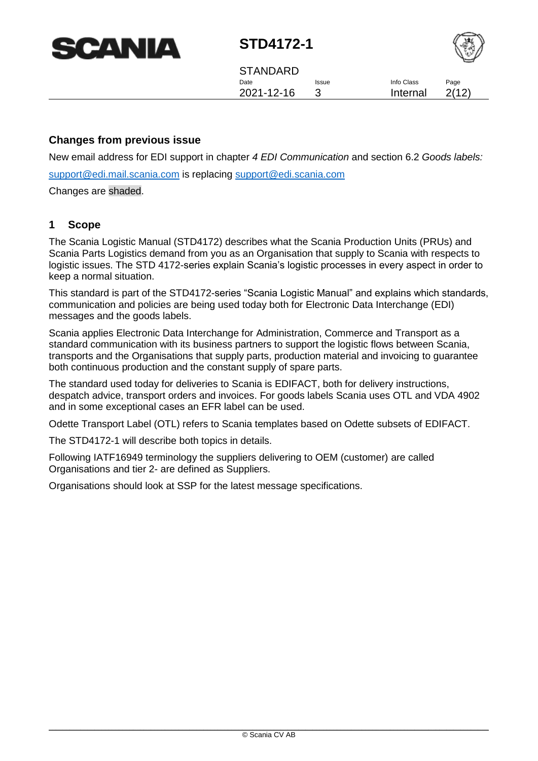## Changes from previous issue

New email address for EDI support in chapter *4 EDI Communication* and section 6.2 *Goods labels:*

support@edi.mail.scania.com is replacing support@edi.scania.com

Changes are shaded.

## 1 Scope

The Scania Logistic Manual (STD4172) describes what the Scania Production Units (PRUs) and Scania Parts Logistics demand from you as an Organisation that supply to Scania with respects to logistic issues. The STD 4172-series explain Scania's logistic processes in every aspect in order to keep a normal situation.

This standard is part of the STD4172-series "Scania Logistic Manual" and explains which standards, communication and policies are being used today both for Electronic Data Interchange (EDI) messages and the goods labels.

Scania applies Electronic Data Interchange for Administration, Commerce and Transport as a standard communication with its business partners to support the logistic flows between Scania, transports and the Organisations that supply parts, production material and invoicing to guarantee both continuous production and the constant supply of spare parts.

The standard used today for deliveries to Scania is EDIFACT, both for delivery instructions, despatch advice, transport orders and invoices. For goods labels Scania uses OTL and VDA 4902 and in some exceptional cases an EFR label can be used.

Odette Transport Label (OTL) refers to Scania templates based on Odette subsets of EDIFACT.

The STD4172-1 will describe both topics in details.

Following IATF16949 terminology the suppliers delivering to OEM (customer) are called Organisations and tier 2- are defined as Suppliers.

Organisations should look at SSP for the latest message specifications.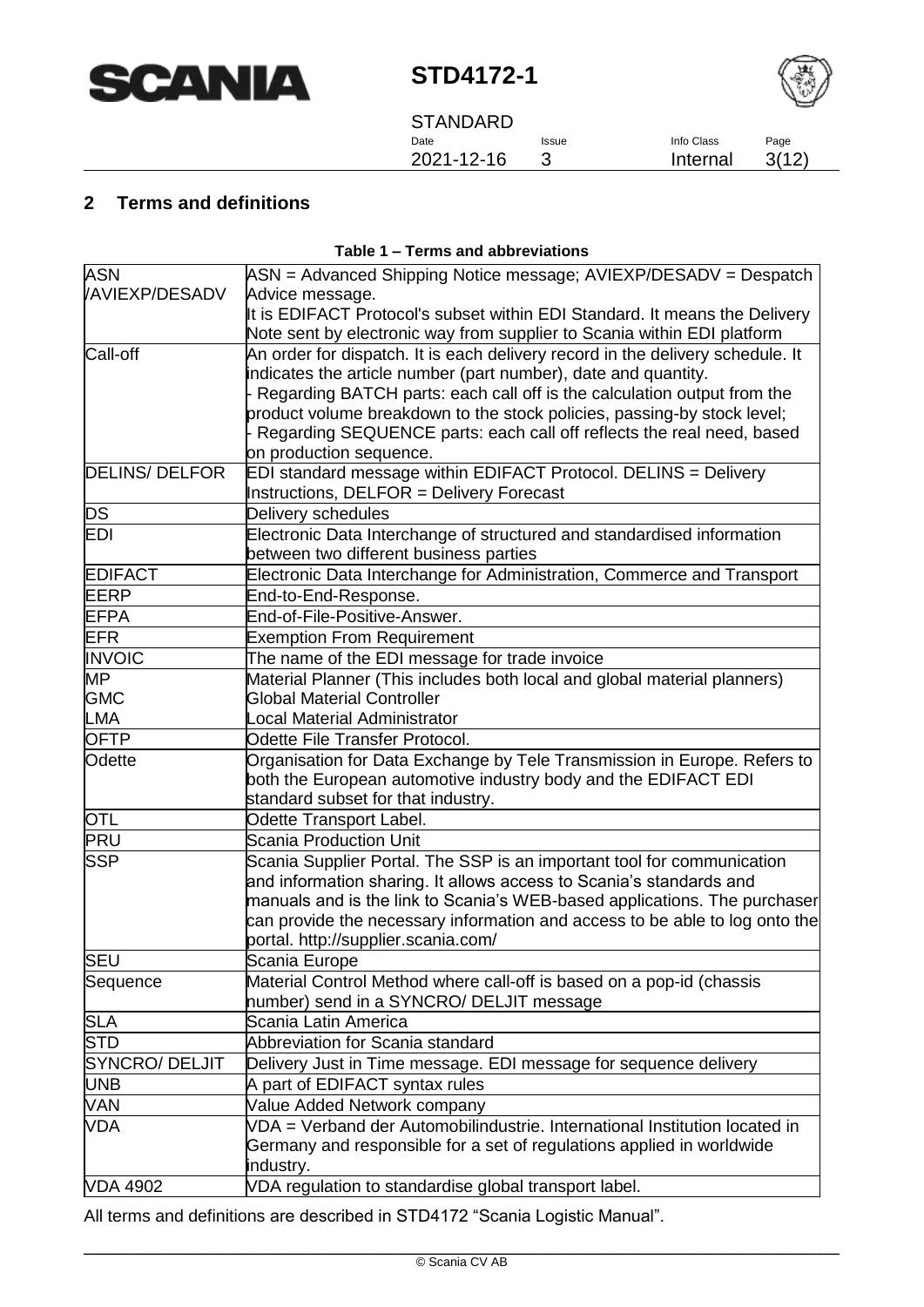## 2 Terms and definitions

**Table 1 – Terms and abbreviations**

| | |
|---|---|
| ASN /AVIEXP/DESADV | ASN = Advanced Shipping Notice message; AVIEXP/DESADV = Despatch Advice message. It is EDIFACT Protocol's subset within EDI Standard. It means the Delivery Note sent by electronic way from supplier to Scania within EDI platform |
| Call-off | An order for dispatch. It is each delivery record in the delivery schedule. It indicates the article number (part number), date and quantity. - Regarding BATCH parts: each call off is the calculation output from the product volume breakdown to the stock policies, passing-by stock level; - Regarding SEQUENCE parts: each call off reflects the real need, based on production sequence. |
| DELINS/ DELFOR | EDI standard message within EDIFACT Protocol. DELINS = Delivery Instructions, DELFOR = Delivery Forecast |
| DS | Delivery schedules |
| EDI | Electronic Data Interchange of structured and standardised information between two different business parties |
| EDIFACT | Electronic Data Interchange for Administration, Commerce and Transport |
| EERP | End-to-End-Response. |
| EFPA | End-of-File-Positive-Answer. |
| EFR | Exemption From Requirement |
| INVOIC | The name of the EDI message for trade invoice |
| MP<br>GMC<br>LMA | Material Planner (This includes both local and global material planners)<br>Global Material Controller<br>Local Material Administrator |
| OFTP | Odette File Transfer Protocol. |
| Odette | Organisation for Data Exchange by Tele Transmission in Europe. Refers to both the European automotive industry body and the EDIFACT EDI standard subset for that industry. |
| OTL | Odette Transport Label. |
| PRU | Scania Production Unit |
| SSP | Scania Supplier Portal. The SSP is an important tool for communication and information sharing. It allows access to Scania's standards and manuals and is the link to Scania's WEB-based applications. The purchaser can provide the necessary information and access to be able to log onto the portal. http://supplier.scania.com/ |
| SEU | Scania Europe |
| Sequence | Material Control Method where call-off is based on a pop-id (chassis number) send in a SYNCRO/ DELJIT message |
| SLA | Scania Latin America |
| STD | Abbreviation for Scania standard |
| SYNCRO/ DELJIT | Delivery Just in Time message. EDI message for sequence delivery |
| UNB | A part of EDIFACT syntax rules |
| VAN | Value Added Network company |
| VDA | VDA = Verband der Automobilindustrie. International Institution located in Germany and responsible for a set of regulations applied in worldwide industry. |
| VDA 4902 | VDA regulation to standardise global transport label. |

All terms and definitions are described in STD4172 "Scania Logistic Manual".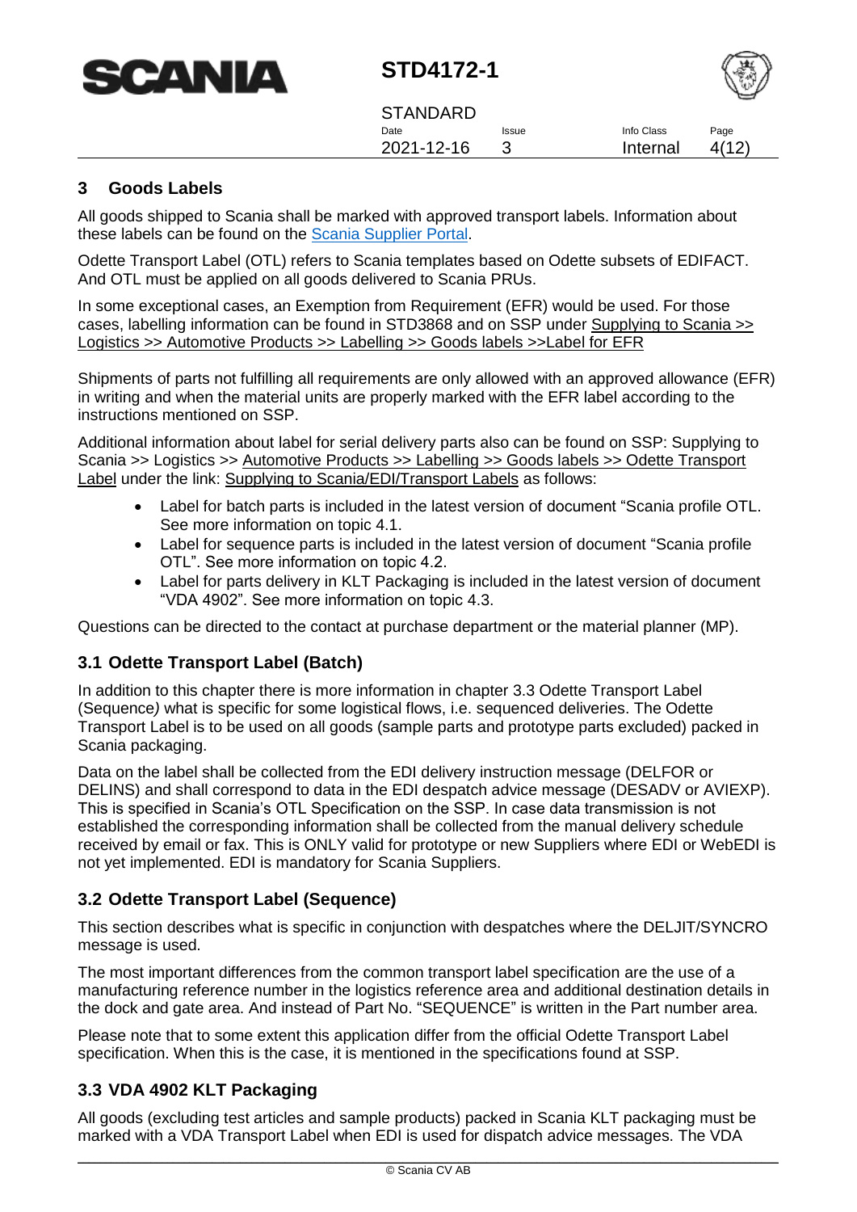## 3 Goods Labels

All goods shipped to Scania shall be marked with approved transport labels. Information about these labels can be found on the Scania Supplier Portal.

Odette Transport Label (OTL) refers to Scania templates based on Odette subsets of EDIFACT. And OTL must be applied on all goods delivered to Scania PRUs.

In some exceptional cases, an Exemption from Requirement (EFR) would be used. For those cases, labelling information can be found in STD3868 and on SSP under Supplying to Scania >> Logistics >> Automotive Products >> Labelling >> Goods labels >>Label for EFR

Shipments of parts not fulfilling all requirements are only allowed with an approved allowance (EFR) in writing and when the material units are properly marked with the EFR label according to the instructions mentioned on SSP.

Additional information about label for serial delivery parts also can be found on SSP: Supplying to Scania >> Logistics >> Automotive Products >> Labelling >> Goods labels >> Odette Transport Label under the link: Supplying to Scania/EDI/Transport Labels as follows:

- Label for batch parts is included in the latest version of document "Scania profile OTL. See more information on topic 4.1.
- Label for sequence parts is included in the latest version of document "Scania profile OTL". See more information on topic 4.2.
- Label for parts delivery in KLT Packaging is included in the latest version of document "VDA 4902". See more information on topic 4.3.

Questions can be directed to the contact at purchase department or the material planner (MP).

### 3.1 Odette Transport Label (Batch)

In addition to this chapter there is more information in chapter 3.3 Odette Transport Label (Sequence*)* what is specific for some logistical flows, i.e. sequenced deliveries. The Odette Transport Label is to be used on all goods (sample parts and prototype parts excluded) packed in Scania packaging.

Data on the label shall be collected from the EDI delivery instruction message (DELFOR or DELINS) and shall correspond to data in the EDI despatch advice message (DESADV or AVIEXP). This is specified in Scania's OTL Specification on the SSP. In case data transmission is not established the corresponding information shall be collected from the manual delivery schedule received by email or fax. This is ONLY valid for prototype or new Suppliers where EDI or WebEDI is not yet implemented. EDI is mandatory for Scania Suppliers.

### 3.2 Odette Transport Label (Sequence)

This section describes what is specific in conjunction with despatches where the DELJIT/SYNCRO message is used.

The most important differences from the common transport label specification are the use of a manufacturing reference number in the logistics reference area and additional destination details in the dock and gate area. And instead of Part No. "SEQUENCE" is written in the Part number area.

Please note that to some extent this application differ from the official Odette Transport Label specification. When this is the case, it is mentioned in the specifications found at SSP.

### 3.3 VDA 4902 KLT Packaging

All goods (excluding test articles and sample products) packed in Scania KLT packaging must be marked with a VDA Transport Label when EDI is used for dispatch advice messages. The VDA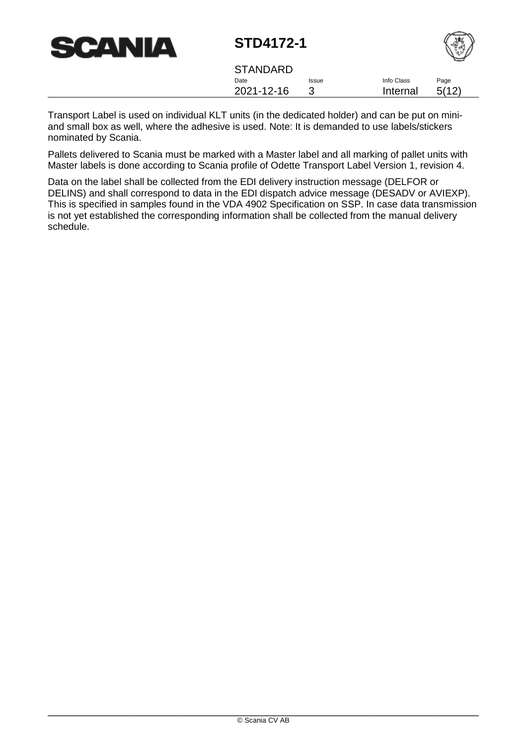Transport Label is used on individual KLT units (in the dedicated holder) and can be put on mini- and small box as well, where the adhesive is used. Note: It is demanded to use labels/stickers nominated by Scania.

Pallets delivered to Scania must be marked with a Master label and all marking of pallet units with Master labels is done according to Scania profile of Odette Transport Label Version 1, revision 4.

Data on the label shall be collected from the EDI delivery instruction message (DELFOR or DELINS) and shall correspond to data in the EDI dispatch advice message (DESADV or AVIEXP). This is specified in samples found in the VDA 4902 Specification on SSP. In case data transmission is not yet established the corresponding information shall be collected from the manual delivery schedule.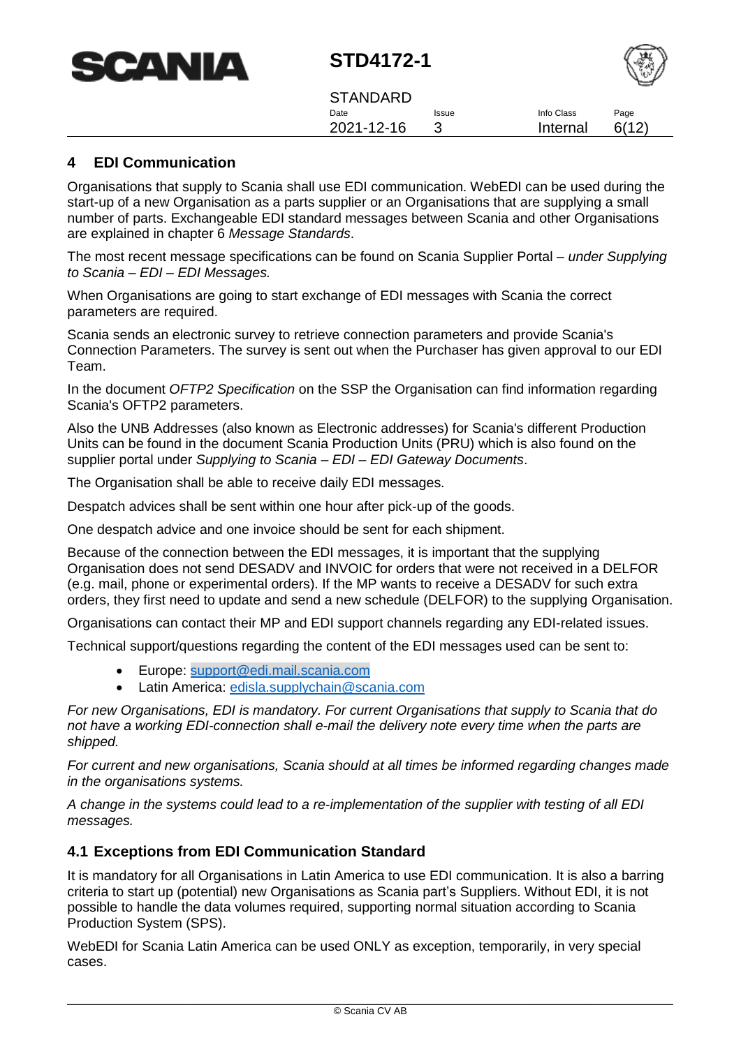## 4 EDI Communication

Organisations that supply to Scania shall use EDI communication. WebEDI can be used during the start-up of a new Organisation as a parts supplier or an Organisations that are supplying a small number of parts. Exchangeable EDI standard messages between Scania and other Organisations are explained in chapter 6 *Message Standards*.

The most recent message specifications can be found on Scania Supplier Portal – *under Supplying to Scania – EDI – EDI Messages.*

When Organisations are going to start exchange of EDI messages with Scania the correct parameters are required.

Scania sends an electronic survey to retrieve connection parameters and provide Scania's Connection Parameters. The survey is sent out when the Purchaser has given approval to our EDI Team.

In the document *OFTP2 Specification* on the SSP the Organisation can find information regarding Scania's OFTP2 parameters.

Also the UNB Addresses (also known as Electronic addresses) for Scania's different Production Units can be found in the document Scania Production Units (PRU) which is also found on the supplier portal under *Supplying to Scania – EDI – EDI Gateway Documents*.

The Organisation shall be able to receive daily EDI messages.

Despatch advices shall be sent within one hour after pick-up of the goods.

One despatch advice and one invoice should be sent for each shipment.

Because of the connection between the EDI messages, it is important that the supplying Organisation does not send DESADV and INVOIC for orders that were not received in a DELFOR (e.g. mail, phone or experimental orders). If the MP wants to receive a DESADV for such extra orders, they first need to update and send a new schedule (DELFOR) to the supplying Organisation.

Organisations can contact their MP and EDI support channels regarding any EDI-related issues.

Technical support/questions regarding the content of the EDI messages used can be sent to:

- Europe: support@edi.mail.scania.com
- Latin America: edisla.supplychain@scania.com

*For new Organisations, EDI is mandatory. For current Organisations that supply to Scania that do not have a working EDI-connection shall e-mail the delivery note every time when the parts are shipped.*

*For current and new organisations, Scania should at all times be informed regarding changes made in the organisations systems.*

*A change in the systems could lead to a re-implementation of the supplier with testing of all EDI messages.*

### 4.1 Exceptions from EDI Communication Standard

It is mandatory for all Organisations in Latin America to use EDI communication. It is also a barring criteria to start up (potential) new Organisations as Scania part's Suppliers. Without EDI, it is not possible to handle the data volumes required, supporting normal situation according to Scania Production System (SPS).

WebEDI for Scania Latin America can be used ONLY as exception, temporarily, in very special cases.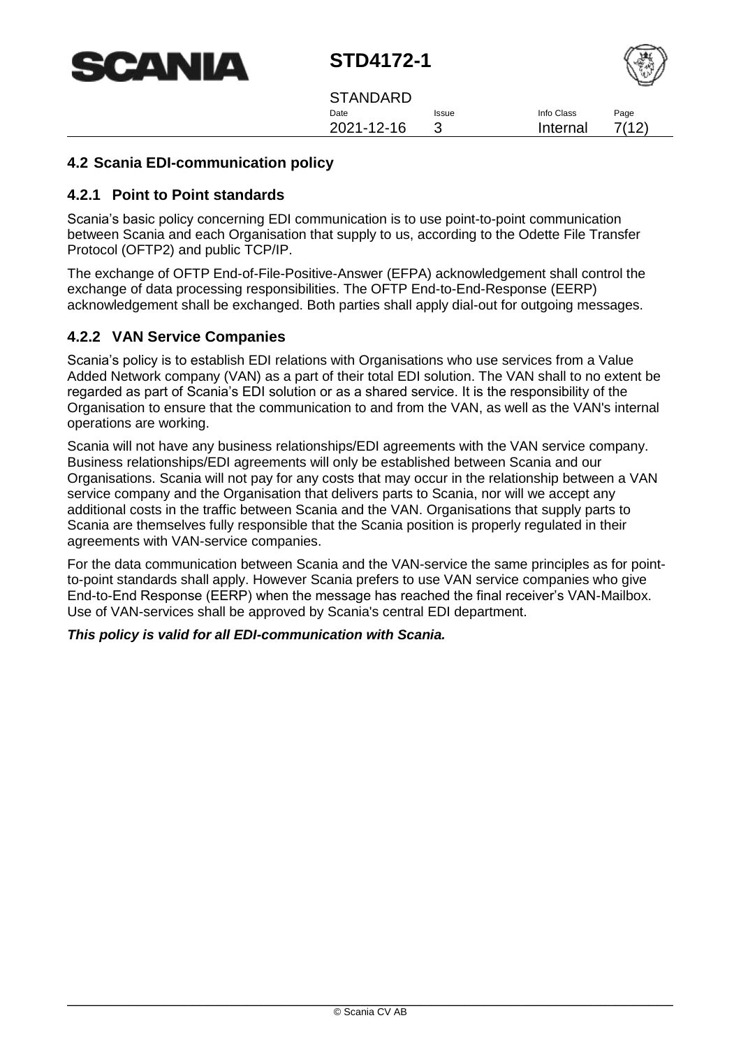## 4.2 Scania EDI-communication policy

### 4.2.1 Point to Point standards

Scania's basic policy concerning EDI communication is to use point-to-point communication between Scania and each Organisation that supply to us, according to the Odette File Transfer Protocol (OFTP2) and public TCP/IP.

The exchange of OFTP End-of-File-Positive-Answer (EFPA) acknowledgement shall control the exchange of data processing responsibilities. The OFTP End-to-End-Response (EERP) acknowledgement shall be exchanged. Both parties shall apply dial-out for outgoing messages.

### 4.2.2 VAN Service Companies

Scania's policy is to establish EDI relations with Organisations who use services from a Value Added Network company (VAN) as a part of their total EDI solution. The VAN shall to no extent be regarded as part of Scania's EDI solution or as a shared service. It is the responsibility of the Organisation to ensure that the communication to and from the VAN, as well as the VAN's internal operations are working.

Scania will not have any business relationships/EDI agreements with the VAN service company. Business relationships/EDI agreements will only be established between Scania and our Organisations. Scania will not pay for any costs that may occur in the relationship between a VAN service company and the Organisation that delivers parts to Scania, nor will we accept any additional costs in the traffic between Scania and the VAN. Organisations that supply parts to Scania are themselves fully responsible that the Scania position is properly regulated in their agreements with VAN-service companies.

For the data communication between Scania and the VAN-service the same principles as for point-to-point standards shall apply. However Scania prefers to use VAN service companies who give End-to-End Response (EERP) when the message has reached the final receiver's VAN-Mailbox. Use of VAN-services shall be approved by Scania's central EDI department.

***This policy is valid for all EDI-communication with Scania.***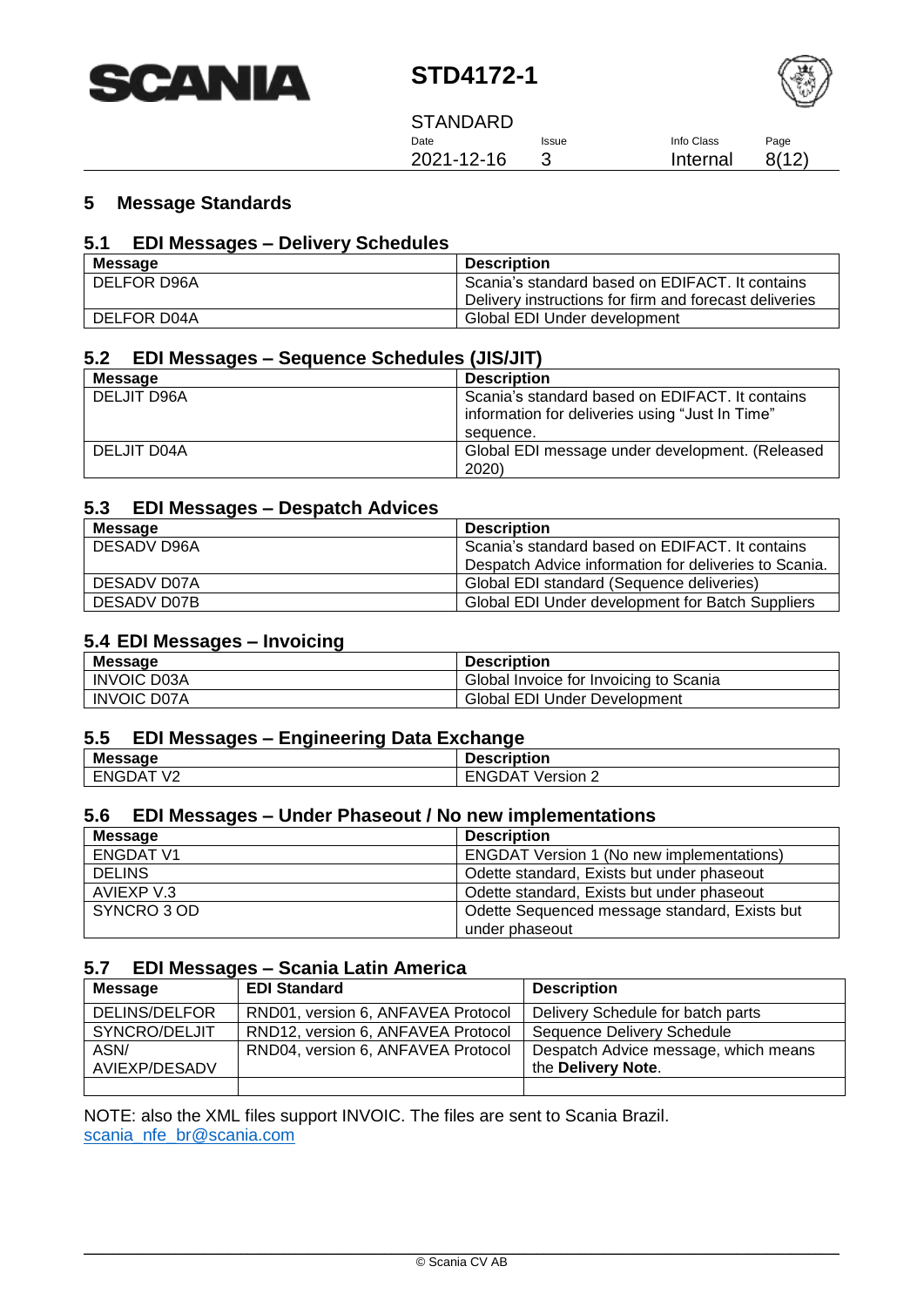# 5 Message Standards

## 5.1 EDI Messages – Delivery Schedules

| Message | Description |
|---|---|
| DELFOR D96A | Scania's standard based on EDIFACT. It contains Delivery instructions for firm and forecast deliveries |
| DELFOR D04A | Global EDI Under development |

## 5.2 EDI Messages – Sequence Schedules (JIS/JIT)

| Message | Description |
|---|---|
| DELJIT D96A | Scania's standard based on EDIFACT. It contains information for deliveries using "Just In Time" sequence. |
| DELJIT D04A | Global EDI message under development. (Released 2020) |

## 5.3 EDI Messages – Despatch Advices

| Message | Description |
|---|---|
| DESADV D96A | Scania's standard based on EDIFACT. It contains Despatch Advice information for deliveries to Scania. |
| DESADV D07A | Global EDI standard (Sequence deliveries) |
| DESADV D07B | Global EDI Under development for Batch Suppliers |

## 5.4 EDI Messages – Invoicing

| Message | Description |
|---|---|
| INVOIC D03A | Global Invoice for Invoicing to Scania |
| INVOIC D07A | Global EDI Under Development |

## 5.5 EDI Messages – Engineering Data Exchange

| Message | Description |
|---|---|
| ENGDAT V2 | ENGDAT Version 2 |

## 5.6 EDI Messages – Under Phaseout / No new implementations

| Message | Description |
|---|---|
| ENGDAT V1 | ENGDAT Version 1 (No new implementations) |
| DELINS | Odette standard, Exists but under phaseout |
| AVIEXP V.3 | Odette standard, Exists but under phaseout |
| SYNCRO 3 OD | Odette Sequenced message standard, Exists but under phaseout |

## 5.7 EDI Messages – Scania Latin America

| Message | EDI Standard | Description |
|---|---|---|
| DELINS/DELFOR | RND01, version 6, ANFAVEA Protocol | Delivery Schedule for batch parts |
| SYNCRO/DELJIT | RND12, version 6, ANFAVEA Protocol | Sequence Delivery Schedule |
| ASN/ AVIEXP/DESADV | RND04, version 6, ANFAVEA Protocol | Despatch Advice message, which means the **Delivery Note**. |
| | | |

NOTE: also the XML files support INVOIC. The files are sent to Scania Brazil.
scania_nfe_br@scania.com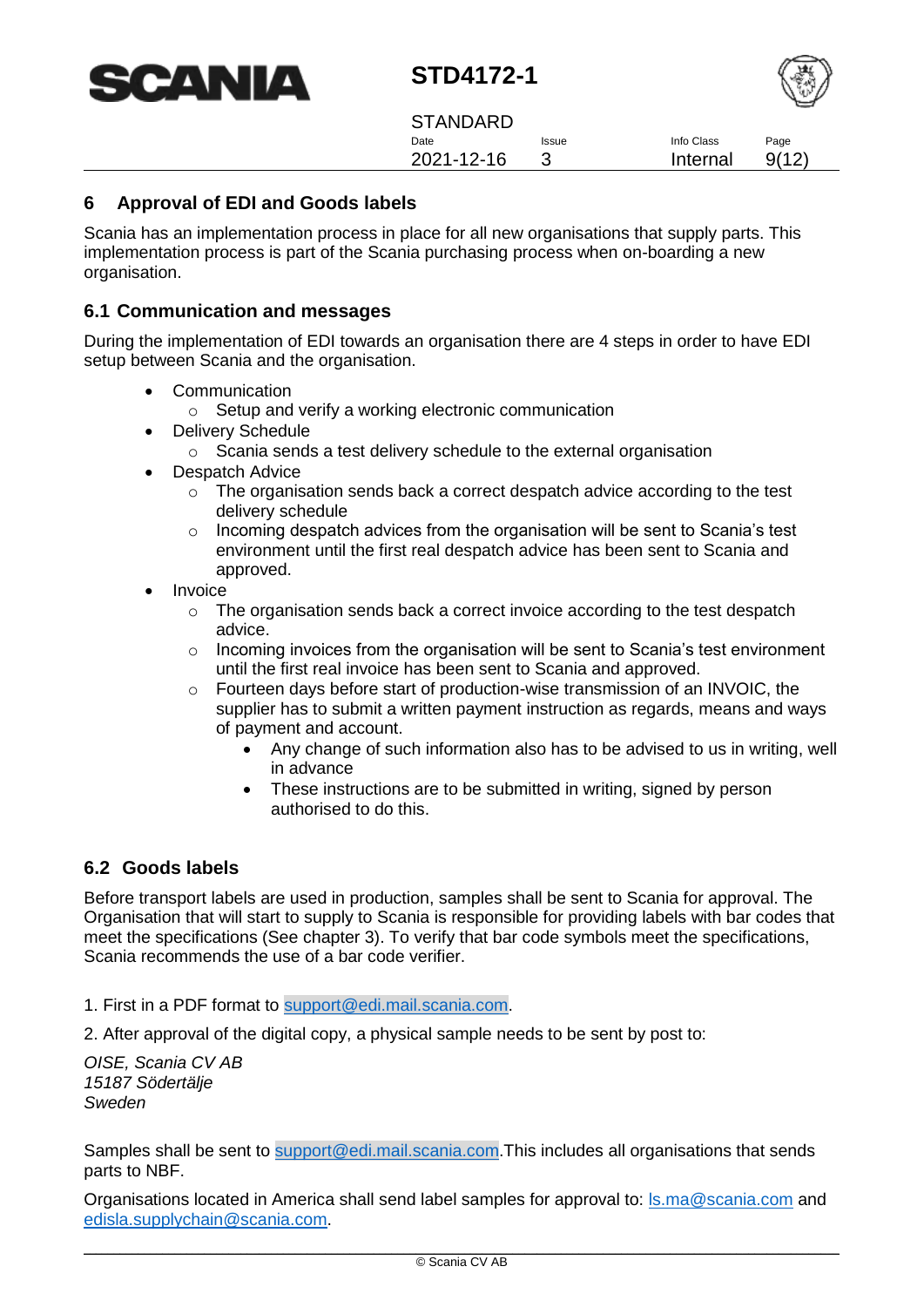## 6 Approval of EDI and Goods labels

Scania has an implementation process in place for all new organisations that supply parts. This implementation process is part of the Scania purchasing process when on-boarding a new organisation.

### 6.1 Communication and messages

During the implementation of EDI towards an organisation there are 4 steps in order to have EDI setup between Scania and the organisation.

- Communication
  - Setup and verify a working electronic communication
- Delivery Schedule
  - Scania sends a test delivery schedule to the external organisation
- Despatch Advice
  - The organisation sends back a correct despatch advice according to the test delivery schedule
  - Incoming despatch advices from the organisation will be sent to Scania's test environment until the first real despatch advice has been sent to Scania and approved.
- Invoice
  - The organisation sends back a correct invoice according to the test despatch advice.
  - Incoming invoices from the organisation will be sent to Scania's test environment until the first real invoice has been sent to Scania and approved.
  - Fourteen days before start of production-wise transmission of an INVOIC, the supplier has to submit a written payment instruction as regards, means and ways of payment and account.
    - Any change of such information also has to be advised to us in writing, well in advance
    - These instructions are to be submitted in writing, signed by person authorised to do this.

### 6.2 Goods labels

Before transport labels are used in production, samples shall be sent to Scania for approval. The Organisation that will start to supply to Scania is responsible for providing labels with bar codes that meet the specifications (See chapter 3). To verify that bar code symbols meet the specifications, Scania recommends the use of a bar code verifier.

1. First in a PDF format to support@edi.mail.scania.com.

2. After approval of the digital copy, a physical sample needs to be sent by post to:

*OISE, Scania CV AB*
*15187 Södertälje*
*Sweden*

Samples shall be sent to support@edi.mail.scania.com.This includes all organisations that sends parts to NBF.

Organisations located in America shall send label samples for approval to: ls.ma@scania.com and edisla.supplychain@scania.com.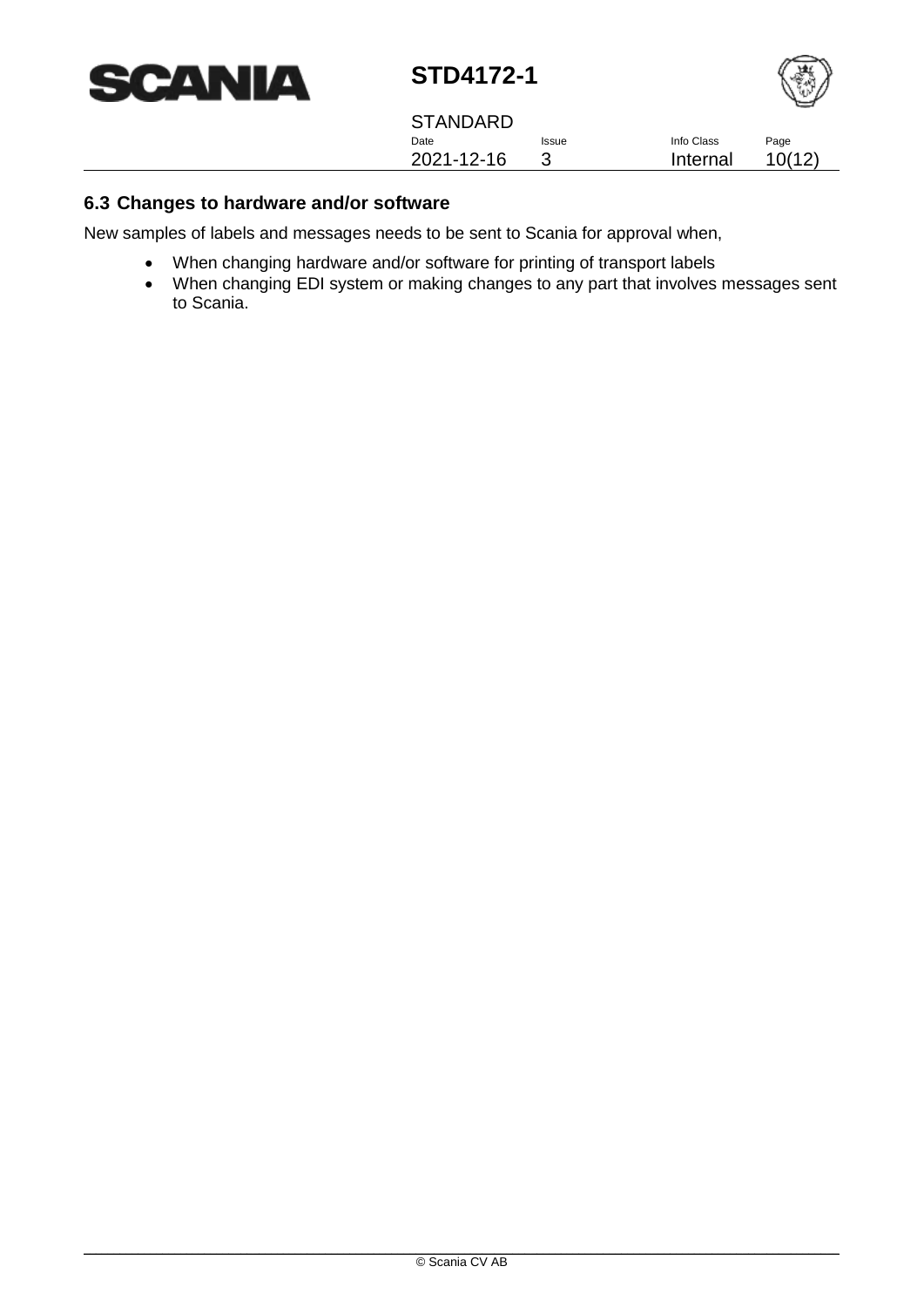### 6.3 Changes to hardware and/or software

New samples of labels and messages needs to be sent to Scania for approval when,

- When changing hardware and/or software for printing of transport labels
- When changing EDI system or making changes to any part that involves messages sent to Scania.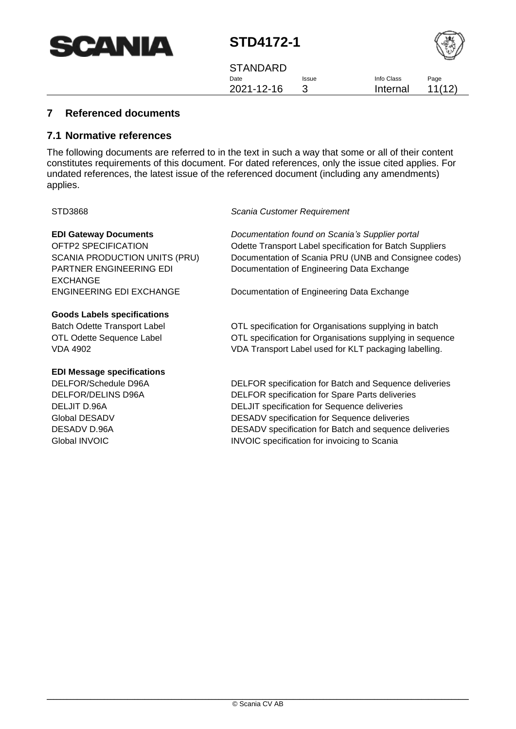## 7 Referenced documents

### 7.1 Normative references

The following documents are referred to in the text in such a way that some or all of their content constitutes requirements of this document. For dated references, only the issue cited applies. For undated references, the latest issue of the referenced document (including any amendments) applies.

| | |
|---|---|
| STD3868 | *Scania Customer Requirement* |
| **EDI Gateway Documents** | *Documentation found on Scania's Supplier portal* |
| OFTP2 SPECIFICATION | Odette Transport Label specification for Batch Suppliers |
| SCANIA PRODUCTION UNITS (PRU) | Documentation of Scania PRU (UNB and Consignee codes) |
| PARTNER ENGINEERING EDI EXCHANGE | Documentation of Engineering Data Exchange |
| ENGINEERING EDI EXCHANGE | Documentation of Engineering Data Exchange |
| **Goods Labels specifications** | |
| Batch Odette Transport Label | OTL specification for Organisations supplying in batch |
| OTL Odette Sequence Label | OTL specification for Organisations supplying in sequence |
| VDA 4902 | VDA Transport Label used for KLT packaging labelling. |
| **EDI Message specifications** | |
| DELFOR/Schedule D96A | DELFOR specification for Batch and Sequence deliveries |
| DELFOR/DELINS D96A | DELFOR specification for Spare Parts deliveries |
| DELJIT D.96A | DELJIT specification for Sequence deliveries |
| Global DESADV | DESADV specification for Sequence deliveries |
| DESADV D.96A | DESADV specification for Batch and sequence deliveries |
| Global INVOIC | INVOIC specification for invoicing to Scania |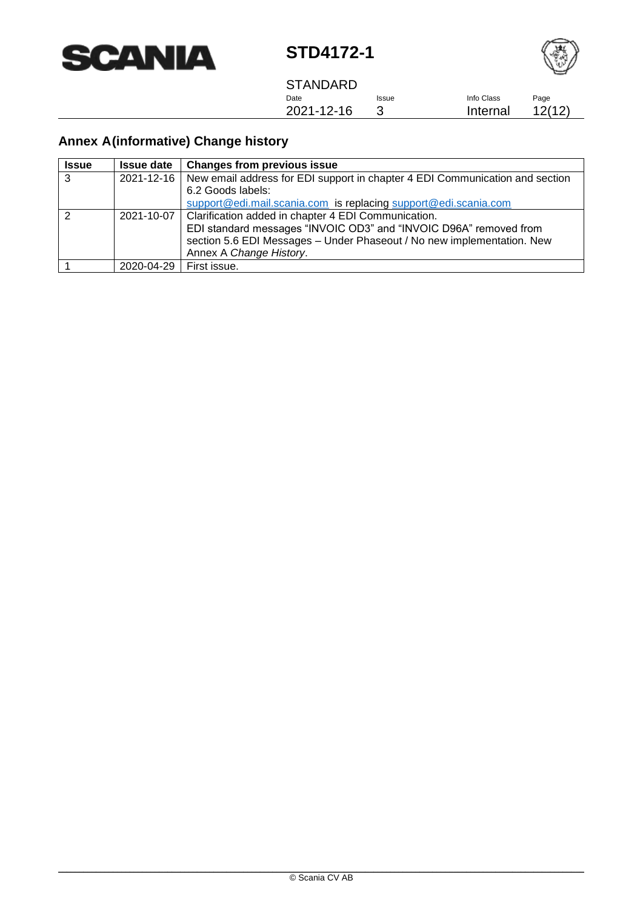## Annex A (informative) Change history

| Issue | Issue date | Changes from previous issue |
|---|---|---|
| 3 | 2021-12-16 | New email address for EDI support in chapter 4 EDI Communication and section 6.2 Goods labels: support@edi.mail.scania.com is replacing support@edi.scania.com |
| 2 | 2021-10-07 | Clarification added in chapter 4 EDI Communication. EDI standard messages “INVOIC OD3” and “INVOIC D96A” removed from section 5.6 EDI Messages – Under Phaseout / No new implementation. New Annex A *Change History*. |
| 1 | 2020-04-29 | First issue. |

© Scania CV AB